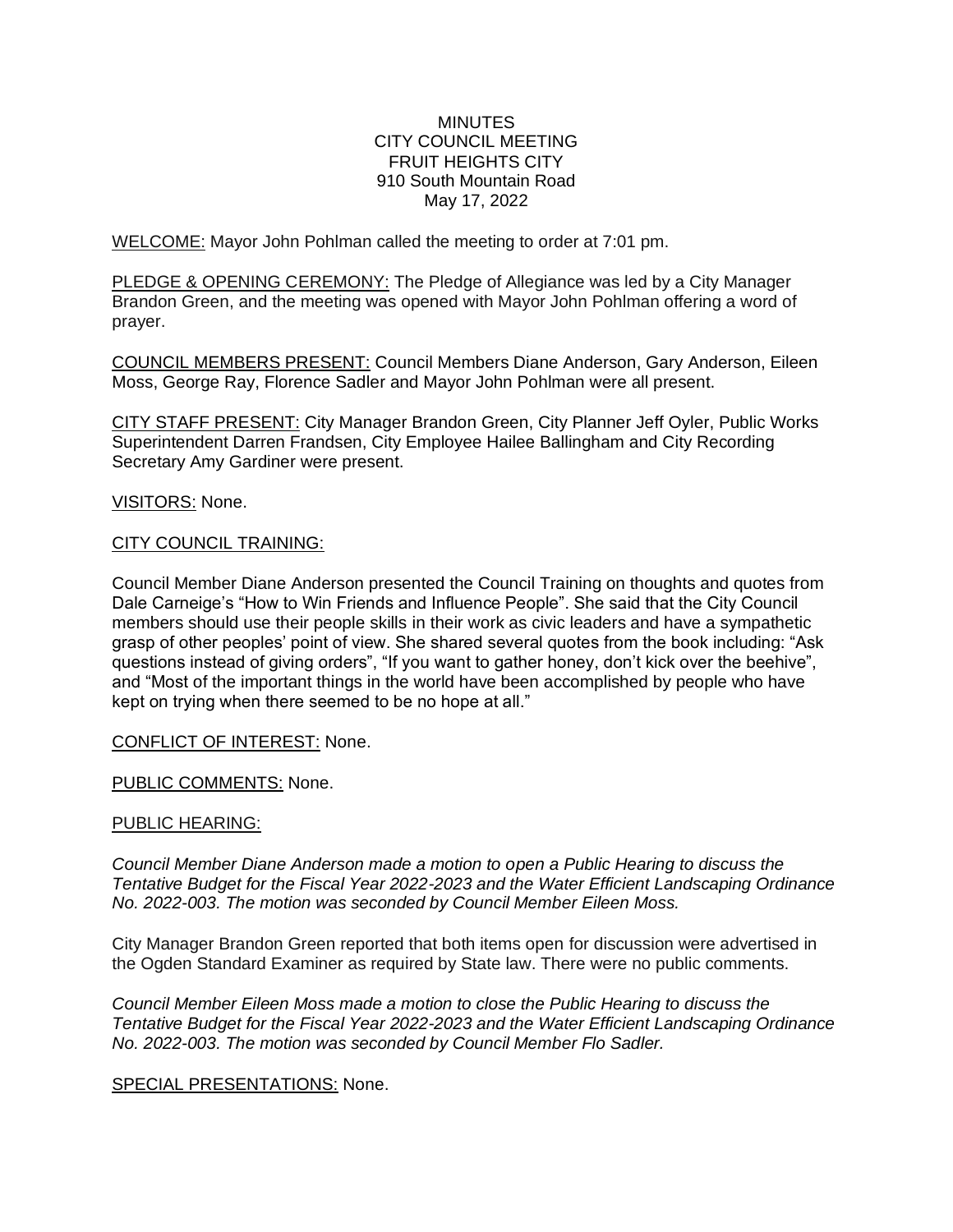MINUTES
CITY COUNCIL MEETING
FRUIT HEIGHTS CITY
910 South Mountain Road
May 17, 2022

WELCOME: Mayor John Pohlman called the meeting to order at 7:01 pm.

PLEDGE & OPENING CEREMONY: The Pledge of Allegiance was led by a City Manager Brandon Green, and the meeting was opened with Mayor John Pohlman offering a word of prayer.

COUNCIL MEMBERS PRESENT: Council Members Diane Anderson, Gary Anderson, Eileen Moss, George Ray, Florence Sadler and Mayor John Pohlman were all present.

CITY STAFF PRESENT: City Manager Brandon Green, City Planner Jeff Oyler, Public Works Superintendent Darren Frandsen, City Employee Hailee Ballingham and City Recording Secretary Amy Gardiner were present.

VISITORS: None.

CITY COUNCIL TRAINING:

Council Member Diane Anderson presented the Council Training on thoughts and quotes from Dale Carneige's "How to Win Friends and Influence People". She said that the City Council members should use their people skills in their work as civic leaders and have a sympathetic grasp of other peoples' point of view. She shared several quotes from the book including: "Ask questions instead of giving orders", "If you want to gather honey, don't kick over the beehive", and "Most of the important things in the world have been accomplished by people who have kept on trying when there seemed to be no hope at all."

CONFLICT OF INTEREST: None.

PUBLIC COMMENTS: None.

PUBLIC HEARING:

*Council Member Diane Anderson made a motion to open a Public Hearing to discuss the Tentative Budget for the Fiscal Year 2022-2023 and the Water Efficient Landscaping Ordinance No. 2022-003. The motion was seconded by Council Member Eileen Moss.*

City Manager Brandon Green reported that both items open for discussion were advertised in the Ogden Standard Examiner as required by State law. There were no public comments.

*Council Member Eileen Moss made a motion to close the Public Hearing to discuss the Tentative Budget for the Fiscal Year 2022-2023 and the Water Efficient Landscaping Ordinance No. 2022-003. The motion was seconded by Council Member Flo Sadler.*

SPECIAL PRESENTATIONS: None.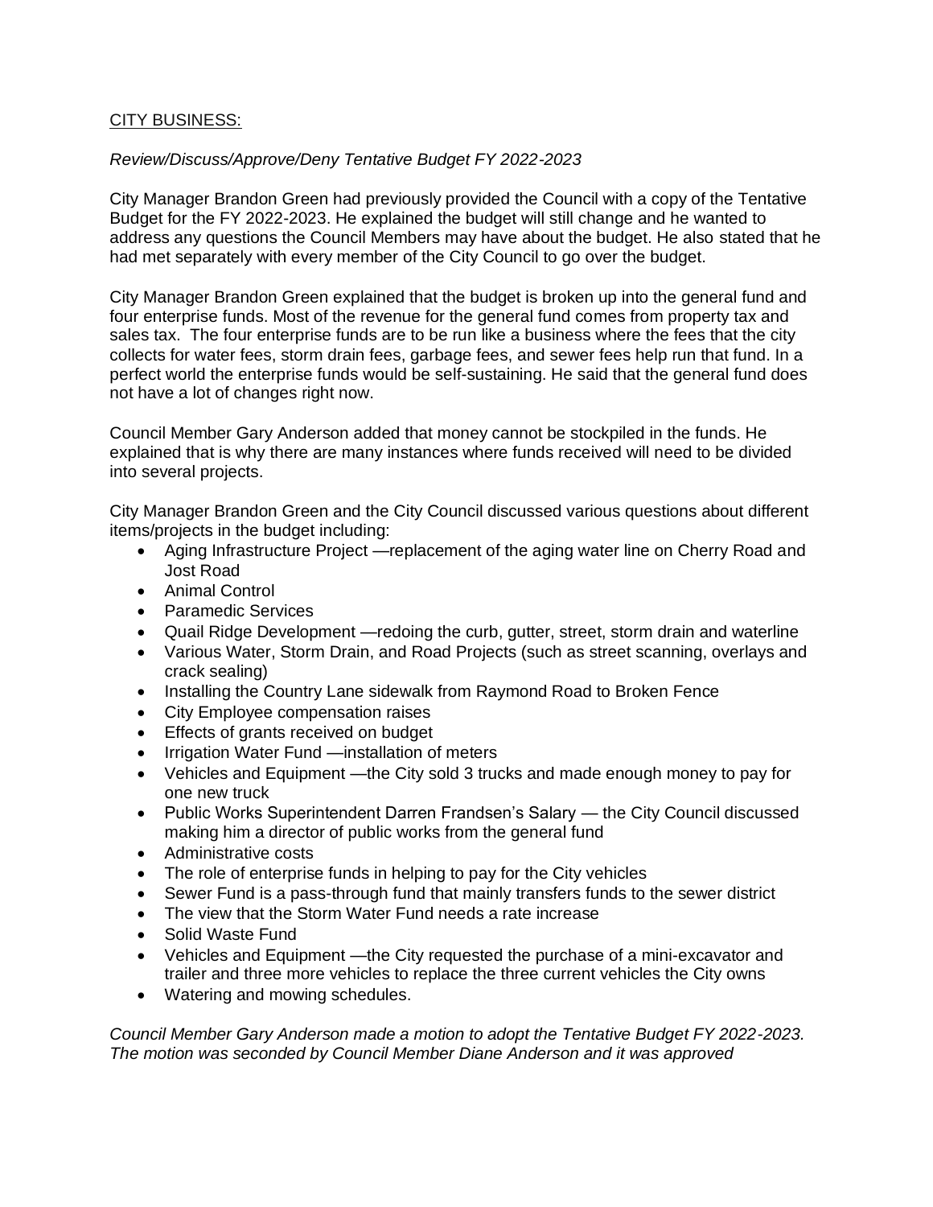CITY BUSINESS:

*Review/Discuss/Approve/Deny Tentative Budget FY 2022-2023*

City Manager Brandon Green had previously provided the Council with a copy of the Tentative Budget for the FY 2022-2023. He explained the budget will still change and he wanted to address any questions the Council Members may have about the budget. He also stated that he had met separately with every member of the City Council to go over the budget.

City Manager Brandon Green explained that the budget is broken up into the general fund and four enterprise funds. Most of the revenue for the general fund comes from property tax and sales tax. The four enterprise funds are to be run like a business where the fees that the city collects for water fees, storm drain fees, garbage fees, and sewer fees help run that fund. In a perfect world the enterprise funds would be self-sustaining. He said that the general fund does not have a lot of changes right now.

Council Member Gary Anderson added that money cannot be stockpiled in the funds. He explained that is why there are many instances where funds received will need to be divided into several projects.

City Manager Brandon Green and the City Council discussed various questions about different items/projects in the budget including:

- Aging Infrastructure Project —replacement of the aging water line on Cherry Road and Jost Road
- Animal Control
- Paramedic Services
- Quail Ridge Development —redoing the curb, gutter, street, storm drain and waterline
- Various Water, Storm Drain, and Road Projects (such as street scanning, overlays and crack sealing)
- Installing the Country Lane sidewalk from Raymond Road to Broken Fence
- City Employee compensation raises
- Effects of grants received on budget
- Irrigation Water Fund —installation of meters
- Vehicles and Equipment —the City sold 3 trucks and made enough money to pay for one new truck
- Public Works Superintendent Darren Frandsen's Salary — the City Council discussed making him a director of public works from the general fund
- Administrative costs
- The role of enterprise funds in helping to pay for the City vehicles
- Sewer Fund is a pass-through fund that mainly transfers funds to the sewer district
- The view that the Storm Water Fund needs a rate increase
- Solid Waste Fund
- Vehicles and Equipment —the City requested the purchase of a mini-excavator and trailer and three more vehicles to replace the three current vehicles the City owns
- Watering and mowing schedules.

*Council Member Gary Anderson made a motion to adopt the Tentative Budget FY 2022-2023. The motion was seconded by Council Member Diane Anderson and it was approved*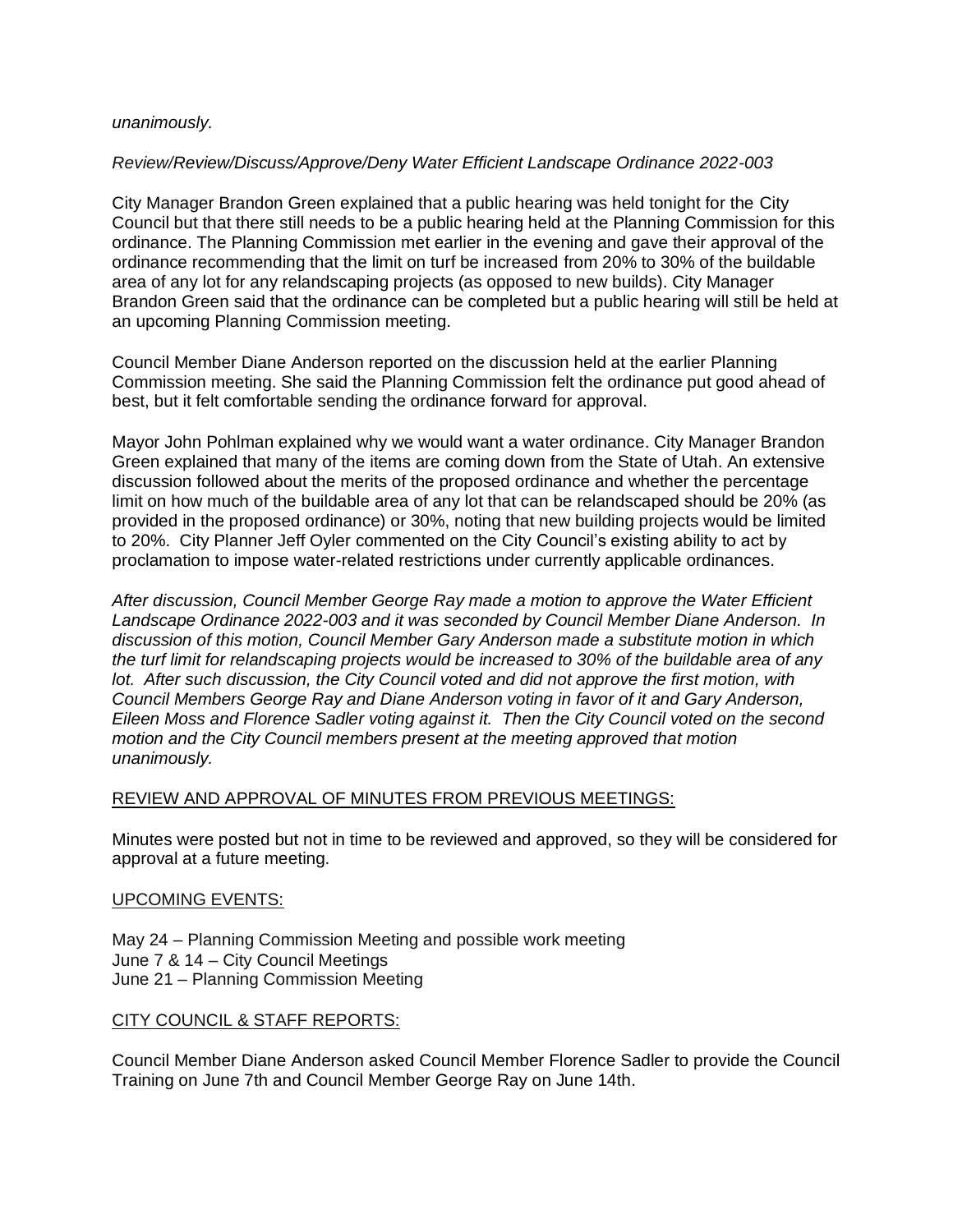*unanimously.*

*Review/Review/Discuss/Approve/Deny Water Efficient Landscape Ordinance 2022-003*

City Manager Brandon Green explained that a public hearing was held tonight for the City Council but that there still needs to be a public hearing held at the Planning Commission for this ordinance. The Planning Commission met earlier in the evening and gave their approval of the ordinance recommending that the limit on turf be increased from 20% to 30% of the buildable area of any lot for any relandscaping projects (as opposed to new builds). City Manager Brandon Green said that the ordinance can be completed but a public hearing will still be held at an upcoming Planning Commission meeting.

Council Member Diane Anderson reported on the discussion held at the earlier Planning Commission meeting. She said the Planning Commission felt the ordinance put good ahead of best, but it felt comfortable sending the ordinance forward for approval.

Mayor John Pohlman explained why we would want a water ordinance. City Manager Brandon Green explained that many of the items are coming down from the State of Utah. An extensive discussion followed about the merits of the proposed ordinance and whether the percentage limit on how much of the buildable area of any lot that can be relandscaped should be 20% (as provided in the proposed ordinance) or 30%, noting that new building projects would be limited to 20%. City Planner Jeff Oyler commented on the City Council's existing ability to act by proclamation to impose water-related restrictions under currently applicable ordinances.

*After discussion, Council Member George Ray made a motion to approve the Water Efficient Landscape Ordinance 2022-003 and it was seconded by Council Member Diane Anderson. In discussion of this motion, Council Member Gary Anderson made a substitute motion in which the turf limit for relandscaping projects would be increased to 30% of the buildable area of any lot. After such discussion, the City Council voted and did not approve the first motion, with Council Members George Ray and Diane Anderson voting in favor of it and Gary Anderson, Eileen Moss and Florence Sadler voting against it. Then the City Council voted on the second motion and the City Council members present at the meeting approved that motion unanimously.*

REVIEW AND APPROVAL OF MINUTES FROM PREVIOUS MEETINGS:

Minutes were posted but not in time to be reviewed and approved, so they will be considered for approval at a future meeting.

UPCOMING EVENTS:

May 24 – Planning Commission Meeting and possible work meeting
June 7 & 14 – City Council Meetings
June 21 – Planning Commission Meeting

CITY COUNCIL & STAFF REPORTS:

Council Member Diane Anderson asked Council Member Florence Sadler to provide the Council Training on June 7th and Council Member George Ray on June 14th.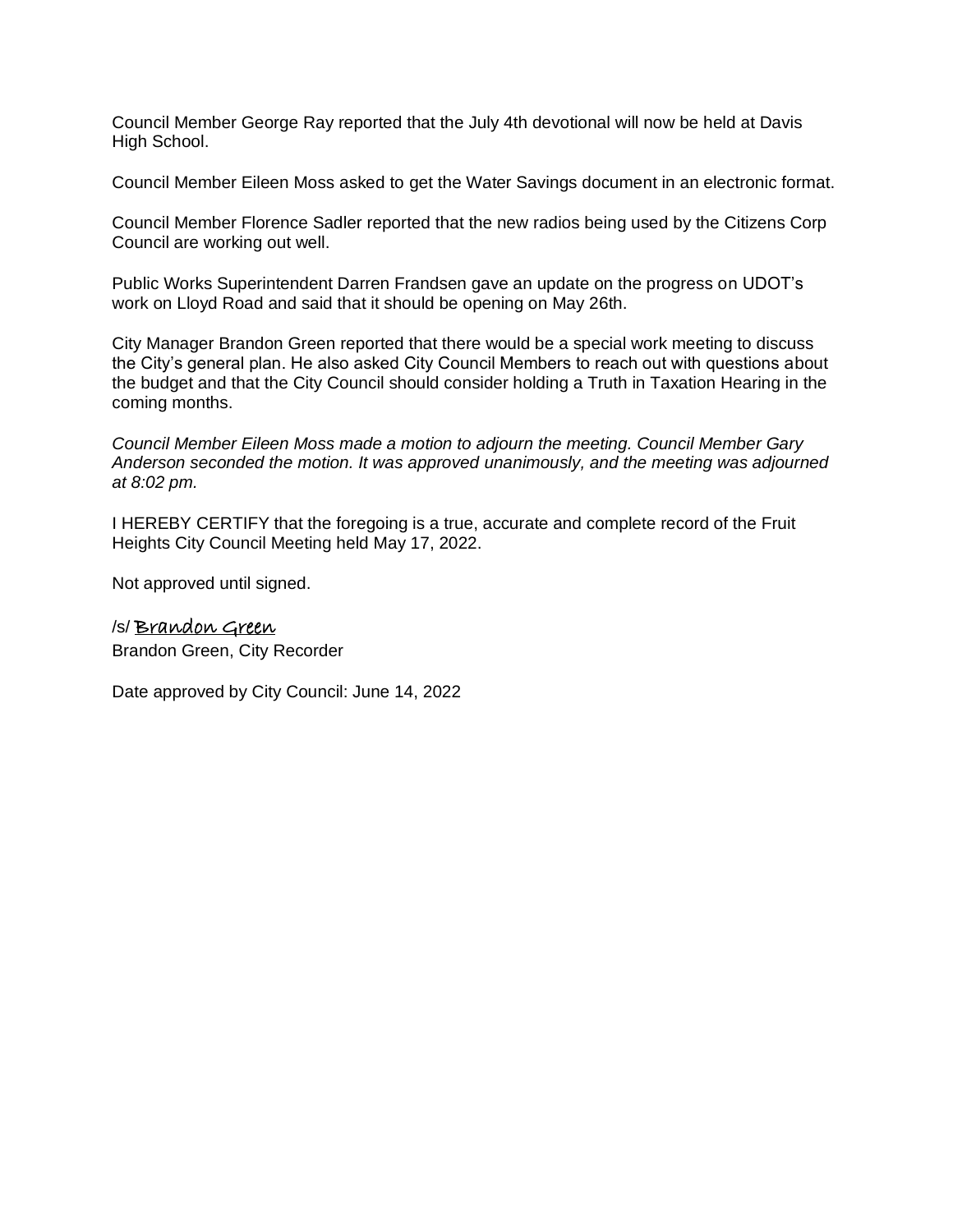Council Member George Ray reported that the July 4th devotional will now be held at Davis High School.

Council Member Eileen Moss asked to get the Water Savings document in an electronic format.

Council Member Florence Sadler reported that the new radios being used by the Citizens Corp Council are working out well.

Public Works Superintendent Darren Frandsen gave an update on the progress on UDOT's work on Lloyd Road and said that it should be opening on May 26th.

City Manager Brandon Green reported that there would be a special work meeting to discuss the City's general plan. He also asked City Council Members to reach out with questions about the budget and that the City Council should consider holding a Truth in Taxation Hearing in the coming months.

*Council Member Eileen Moss made a motion to adjourn the meeting. Council Member Gary Anderson seconded the motion. It was approved unanimously, and the meeting was adjourned at 8:02 pm.*

I HEREBY CERTIFY that the foregoing is a true, accurate and complete record of the Fruit Heights City Council Meeting held May 17, 2022.

Not approved until signed.

/s/ Brandon Green
Brandon Green, City Recorder

Date approved by City Council: June 14, 2022